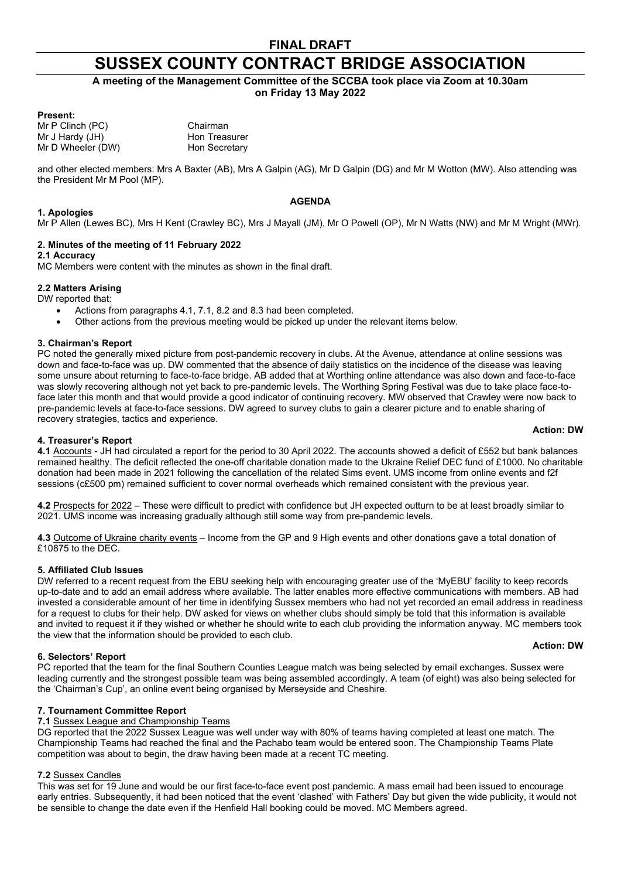**FINAL DRAFT**

# SUSSEX COUNTY CONTRACT BRIDGE ASSOCIATION

**A meeting of the Management Committee of the SCCBA took place via Zoom at 10.30am on Friday 13 May 2022**

**Present:**

| | |
|---|---|
| Mr P Clinch (PC) | Chairman |
| Mr J Hardy (JH) | Hon Treasurer |
| Mr D Wheeler (DW) | Hon Secretary |

and other elected members: Mrs A Baxter (AB), Mrs A Galpin (AG), Mr D Galpin (DG) and Mr M Wotton (MW). Also attending was the President Mr M Pool (MP).

## AGENDA

### 1. Apologies

Mr P Allen (Lewes BC), Mrs H Kent (Crawley BC), Mrs J Mayall (JM), Mr O Powell (OP), Mr N Watts (NW) and Mr M Wright (MWr).

### 2. Minutes of the meeting of 11 February 2022

**2.1 Accuracy**

MC Members were content with the minutes as shown in the final draft.

**2.2 Matters Arising**

DW reported that:

- Actions from paragraphs 4.1, 7.1, 8.2 and 8.3 had been completed.
- Other actions from the previous meeting would be picked up under the relevant items below.

### 3. Chairman's Report

PC noted the generally mixed picture from post-pandemic recovery in clubs. At the Avenue, attendance at online sessions was down and face-to-face was up. DW commented that the absence of daily statistics on the incidence of the disease was leaving some unsure about returning to face-to-face bridge. AB added that at Worthing online attendance was also down and face-to-face was slowly recovering although not yet back to pre-pandemic levels. The Worthing Spring Festival was due to take place face-to-face later this month and that would provide a good indicator of continuing recovery. MW observed that Crawley were now back to pre-pandemic levels at face-to-face sessions. DW agreed to survey clubs to gain a clearer picture and to enable sharing of recovery strategies, tactics and experience.

**Action: DW**

### 4. Treasurer's Report

**4.1** Accounts - JH had circulated a report for the period to 30 April 2022. The accounts showed a deficit of £552 but bank balances remained healthy. The deficit reflected the one-off charitable donation made to the Ukraine Relief DEC fund of £1000. No charitable donation had been made in 2021 following the cancellation of the related Sims event. UMS income from online events and f2f sessions (c£500 pm) remained sufficient to cover normal overheads which remained consistent with the previous year.

**4.2** Prospects for 2022 – These were difficult to predict with confidence but JH expected outturn to be at least broadly similar to 2021. UMS income was increasing gradually although still some way from pre-pandemic levels.

**4.3** Outcome of Ukraine charity events – Income from the GP and 9 High events and other donations gave a total donation of £10875 to the DEC.

### 5. Affiliated Club Issues

DW referred to a recent request from the EBU seeking help with encouraging greater use of the 'MyEBU' facility to keep records up-to-date and to add an email address where available. The latter enables more effective communications with members. AB had invested a considerable amount of her time in identifying Sussex members who had not yet recorded an email address in readiness for a request to clubs for their help. DW asked for views on whether clubs should simply be told that this information is available and invited to request it if they wished or whether he should write to each club providing the information anyway. MC members took the view that the information should be provided to each club.

**Action: DW**

### 6. Selectors' Report

PC reported that the team for the final Southern Counties League match was being selected by email exchanges. Sussex were leading currently and the strongest possible team was being assembled accordingly. A team (of eight) was also being selected for the 'Chairman's Cup', an online event being organised by Merseyside and Cheshire.

### 7. Tournament Committee Report

**7.1** Sussex League and Championship Teams

DG reported that the 2022 Sussex League was well under way with 80% of teams having completed at least one match. The Championship Teams had reached the final and the Pachabo team would be entered soon. The Championship Teams Plate competition was about to begin, the draw having been made at a recent TC meeting.

**7.2** Sussex Candles

This was set for 19 June and would be our first face-to-face event post pandemic. A mass email had been issued to encourage early entries. Subsequently, it had been noticed that the event 'clashed' with Fathers' Day but given the wide publicity, it would not be sensible to change the date even if the Henfield Hall booking could be moved. MC Members agreed.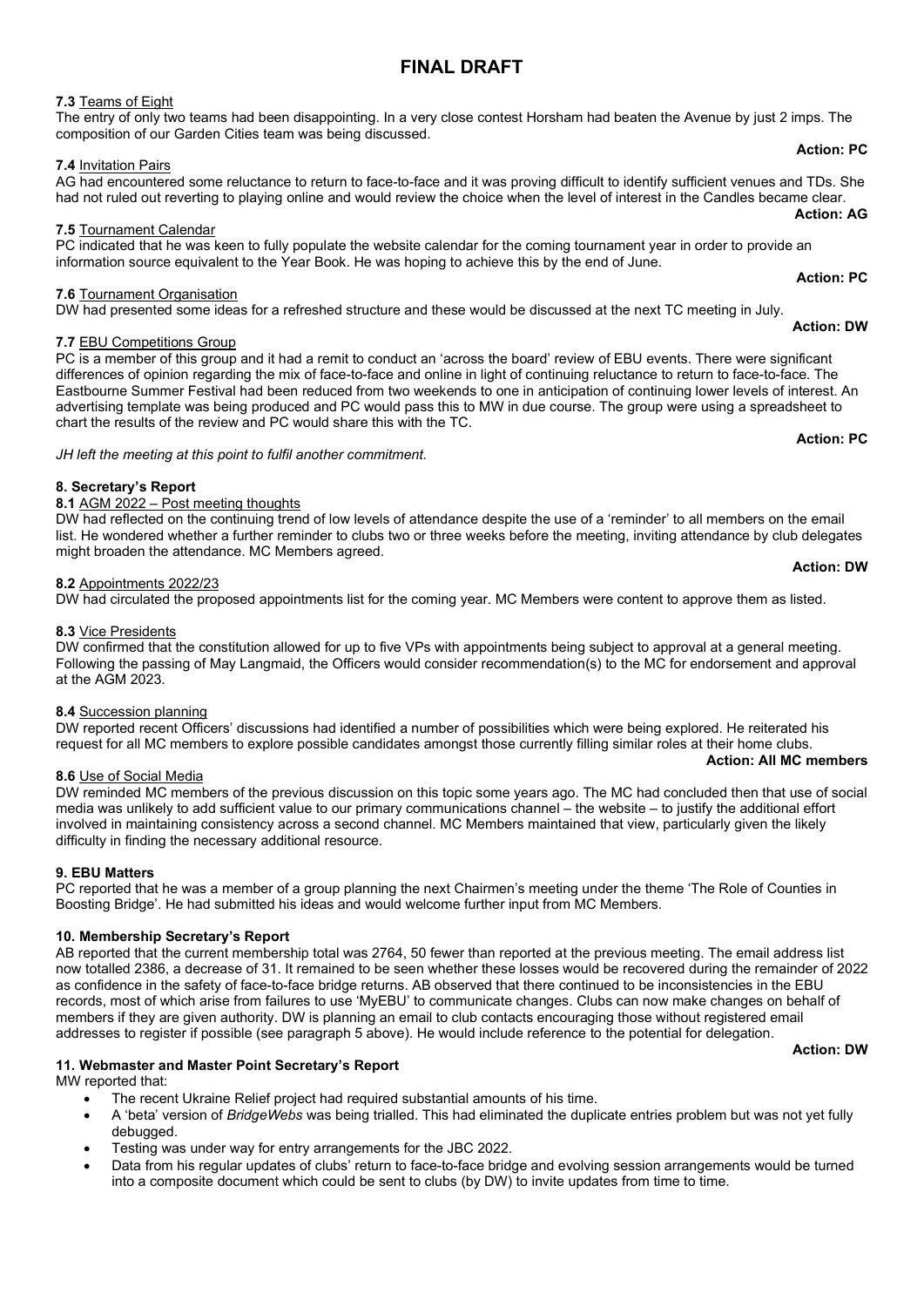# FINAL DRAFT

**7.3** Teams of Eight

The entry of only two teams had been disappointing. In a very close contest Horsham had beaten the Avenue by just 2 imps. The composition of our Garden Cities team was being discussed.

**Action: PC**

**7.4** Invitation Pairs

AG had encountered some reluctance to return to face-to-face and it was proving difficult to identify sufficient venues and TDs. She had not ruled out reverting to playing online and would review the choice when the level of interest in the Candles became clear.

**Action: AG**

**7.5** Tournament Calendar

PC indicated that he was keen to fully populate the website calendar for the coming tournament year in order to provide an information source equivalent to the Year Book. He was hoping to achieve this by the end of June.

**Action: PC**

**7.6** Tournament Organisation

DW had presented some ideas for a refreshed structure and these would be discussed at the next TC meeting in July.

**Action: DW**

**7.7** EBU Competitions Group

PC is a member of this group and it had a remit to conduct an 'across the board' review of EBU events. There were significant differences of opinion regarding the mix of face-to-face and online in light of continuing reluctance to return to face-to-face. The Eastbourne Summer Festival had been reduced from two weekends to one in anticipation of continuing lower levels of interest. An advertising template was being produced and PC would pass this to MW in due course. The group were using a spreadsheet to chart the results of the review and PC would share this with the TC.

**Action: PC**

*JH left the meeting at this point to fulfil another commitment.*

**8. Secretary's Report**

**8.1** AGM 2022 – Post meeting thoughts

DW had reflected on the continuing trend of low levels of attendance despite the use of a 'reminder' to all members on the email list. He wondered whether a further reminder to clubs two or three weeks before the meeting, inviting attendance by club delegates might broaden the attendance. MC Members agreed.

**Action: DW**

**8.2** Appointments 2022/23

DW had circulated the proposed appointments list for the coming year. MC Members were content to approve them as listed.

**8.3** Vice Presidents

DW confirmed that the constitution allowed for up to five VPs with appointments being subject to approval at a general meeting. Following the passing of May Langmaid, the Officers would consider recommendation(s) to the MC for endorsement and approval at the AGM 2023.

**8.4** Succession planning

DW reported recent Officers' discussions had identified a number of possibilities which were being explored. He reiterated his request for all MC members to explore possible candidates amongst those currently filling similar roles at their home clubs.

**Action: All MC members**

**8.6** Use of Social Media

DW reminded MC members of the previous discussion on this topic some years ago. The MC had concluded then that use of social media was unlikely to add sufficient value to our primary communications channel – the website – to justify the additional effort involved in maintaining consistency across a second channel. MC Members maintained that view, particularly given the likely difficulty in finding the necessary additional resource.

**9. EBU Matters**

PC reported that he was a member of a group planning the next Chairmen's meeting under the theme 'The Role of Counties in Boosting Bridge'. He had submitted his ideas and would welcome further input from MC Members.

**10. Membership Secretary's Report**

AB reported that the current membership total was 2764, 50 fewer than reported at the previous meeting. The email address list now totalled 2386, a decrease of 31. It remained to be seen whether these losses would be recovered during the remainder of 2022 as confidence in the safety of face-to-face bridge returns. AB observed that there continued to be inconsistencies in the EBU records, most of which arise from failures to use 'MyEBU' to communicate changes. Clubs can now make changes on behalf of members if they are given authority. DW is planning an email to club contacts encouraging those without registered email addresses to register if possible (see paragraph 5 above). He would include reference to the potential for delegation.

**Action: DW**

**11. Webmaster and Master Point Secretary's Report**

MW reported that:

- The recent Ukraine Relief project had required substantial amounts of his time.
- A 'beta' version of *BridgeWebs* was being trialled. This had eliminated the duplicate entries problem but was not yet fully debugged.
- Testing was under way for entry arrangements for the JBC 2022.
- Data from his regular updates of clubs' return to face-to-face bridge and evolving session arrangements would be turned into a composite document which could be sent to clubs (by DW) to invite updates from time to time.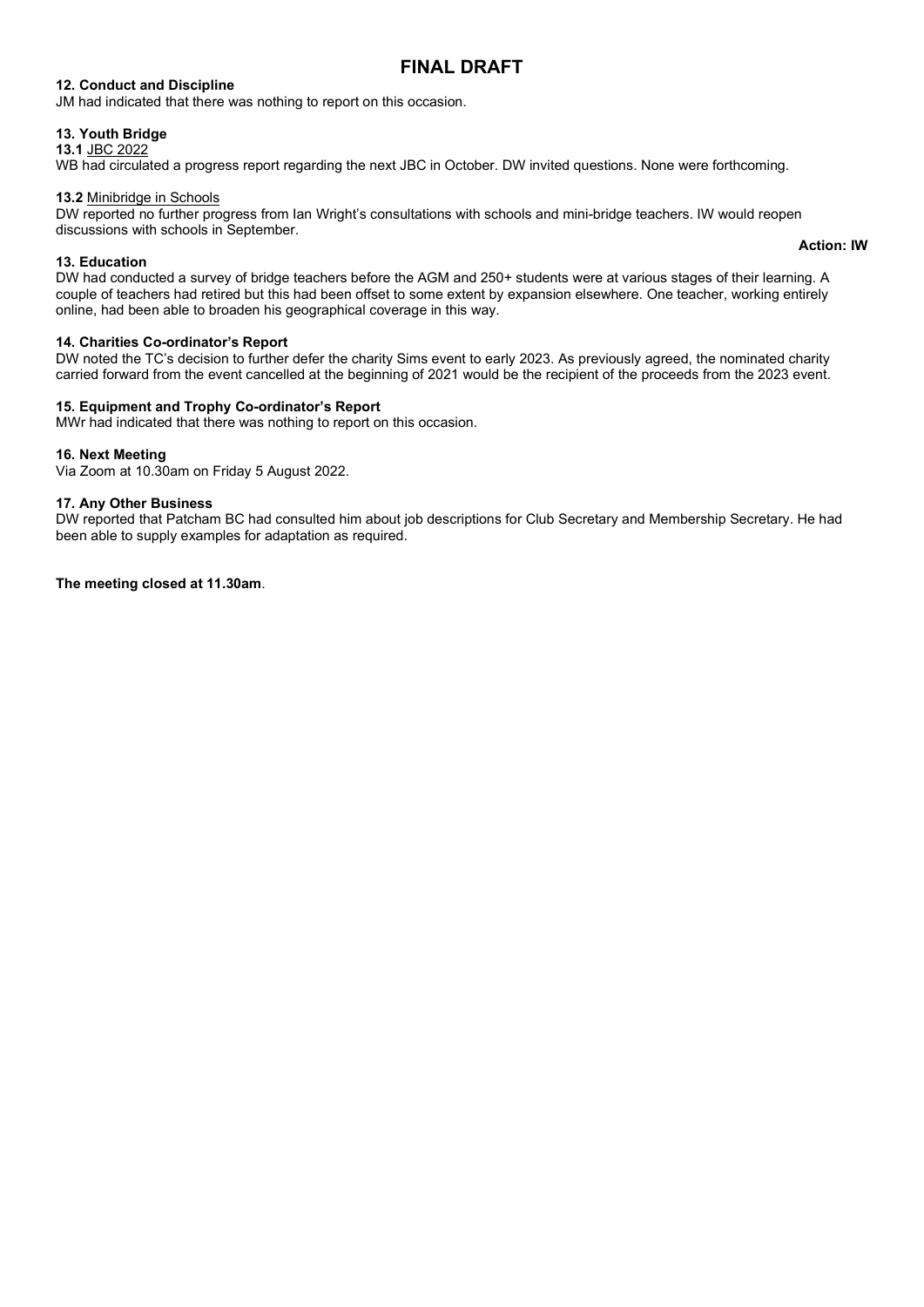# FINAL DRAFT

**12. Conduct and Discipline**

JM had indicated that there was nothing to report on this occasion.

**13. Youth Bridge**

**13.1** JBC 2022

WB had circulated a progress report regarding the next JBC in October. DW invited questions. None were forthcoming.

**13.2** Minibridge in Schools

DW reported no further progress from Ian Wright's consultations with schools and mini-bridge teachers. IW would reopen discussions with schools in September.

**Action: IW**

**13. Education**

DW had conducted a survey of bridge teachers before the AGM and 250+ students were at various stages of their learning. A couple of teachers had retired but this had been offset to some extent by expansion elsewhere. One teacher, working entirely online, had been able to broaden his geographical coverage in this way.

**14. Charities Co-ordinator's Report**

DW noted the TC's decision to further defer the charity Sims event to early 2023. As previously agreed, the nominated charity carried forward from the event cancelled at the beginning of 2021 would be the recipient of the proceeds from the 2023 event.

**15. Equipment and Trophy Co-ordinator's Report**

MWr had indicated that there was nothing to report on this occasion.

**16. Next Meeting**

Via Zoom at 10.30am on Friday 5 August 2022.

**17. Any Other Business**

DW reported that Patcham BC had consulted him about job descriptions for Club Secretary and Membership Secretary. He had been able to supply examples for adaptation as required.

**The meeting closed at 11.30am**.